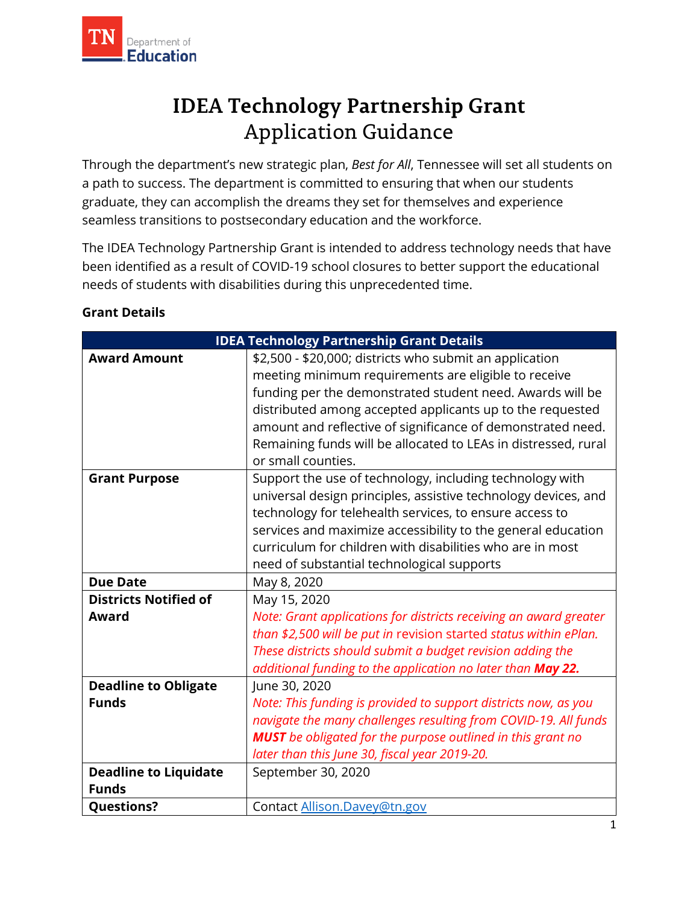# IDEA Technology Partnership Grant
## Application Guidance

Through the department's new strategic plan, *Best for All*, Tennessee will set all students on a path to success. The department is committed to ensuring that when our students graduate, they can accomplish the dreams they set for themselves and experience seamless transitions to postsecondary education and the workforce.

The IDEA Technology Partnership Grant is intended to address technology needs that have been identified as a result of COVID-19 school closures to better support the educational needs of students with disabilities during this unprecedented time.

### Grant Details

| IDEA Technology Partnership Grant Details | |
|---|---|
| **Award Amount** | $2,500 - $20,000; districts who submit an application meeting minimum requirements are eligible to receive funding per the demonstrated student need. Awards will be distributed among accepted applicants up to the requested amount and reflective of significance of demonstrated need. Remaining funds will be allocated to LEAs in distressed, rural or small counties. |
| **Grant Purpose** | Support the use of technology, including technology with universal design principles, assistive technology devices, and technology for telehealth services, to ensure access to services and maximize accessibility to the general education curriculum for children with disabilities who are in most need of substantial technological supports |
| **Due Date** | May 8, 2020 |
| **Districts Notified of Award** | May 15, 2020 *Note: Grant applications for districts receiving an award greater than $2,500 will be put in* revision started *status within ePlan. These districts should submit a budget revision adding the additional funding to the application no later than **May 22.*** |
| **Deadline to Obligate Funds** | June 30, 2020 *Note: This funding is provided to support districts now, as you navigate the many challenges resulting from COVID-19. All funds **MUST** be obligated for the purpose outlined in this grant no later than this June 30, fiscal year 2019-20.* |
| **Deadline to Liquidate Funds** | September 30, 2020 |
| **Questions?** | Contact Allison.Davey@tn.gov |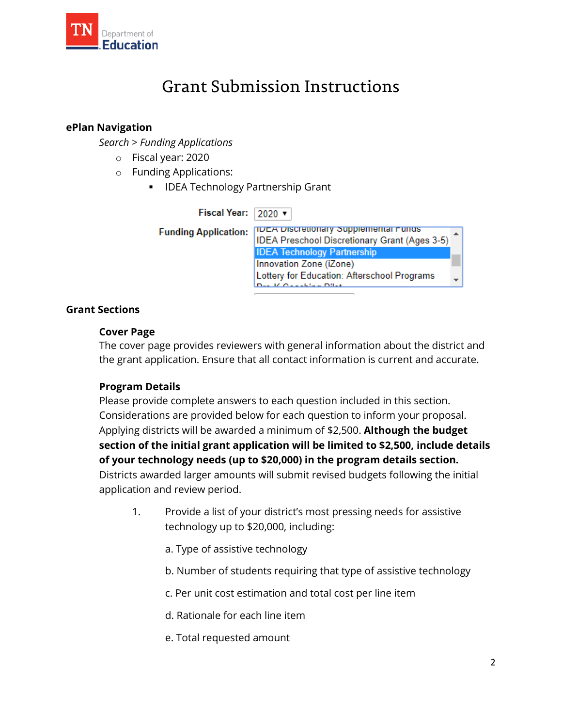# Grant Submission Instructions

**ePlan Navigation**

*Search > Funding Applications*

- Fiscal year: 2020
- Funding Applications:
  - IDEA Technology Partnership Grant

Fiscal Year: 2020

Funding Application:
- IDEA Discretionary Supplemental Funds
- IDEA Preschool Discretionary Grant (Ages 3-5)
- IDEA Technology Partnership
- Innovation Zone (iZone)
- Lottery for Education: Afterschool Programs
- Pre-K Coaching Pilot

**Grant Sections**

**Cover Page**

The cover page provides reviewers with general information about the district and the grant application. Ensure that all contact information is current and accurate.

**Program Details**

Please provide complete answers to each question included in this section. Considerations are provided below for each question to inform your proposal. Applying districts will be awarded a minimum of $2,500. **Although the budget section of the initial grant application will be limited to $2,500, include details of your technology needs (up to $20,000) in the program details section.** Districts awarded larger amounts will submit revised budgets following the initial application and review period.

1. Provide a list of your district's most pressing needs for assistive technology up to $20,000, including:

   a. Type of assistive technology

   b. Number of students requiring that type of assistive technology

   c. Per unit cost estimation and total cost per line item

   d. Rationale for each line item

   e. Total requested amount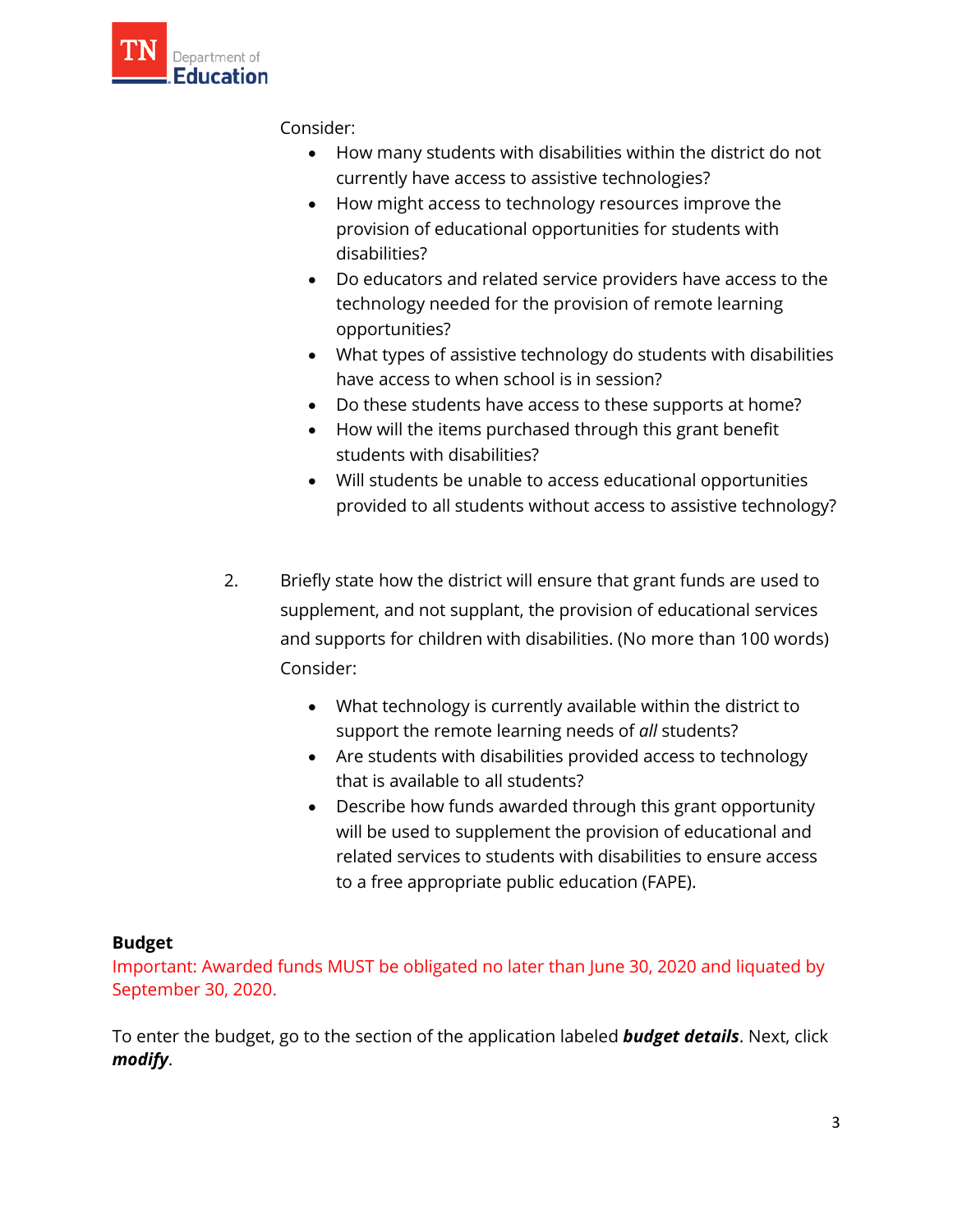Consider:

- How many students with disabilities within the district do not currently have access to assistive technologies?
- How might access to technology resources improve the provision of educational opportunities for students with disabilities?
- Do educators and related service providers have access to the technology needed for the provision of remote learning opportunities?
- What types of assistive technology do students with disabilities have access to when school is in session?
- Do these students have access to these supports at home?
- How will the items purchased through this grant benefit students with disabilities?
- Will students be unable to access educational opportunities provided to all students without access to assistive technology?

2. Briefly state how the district will ensure that grant funds are used to supplement, and not supplant, the provision of educational services and supports for children with disabilities. (No more than 100 words)

   Consider:

   - What technology is currently available within the district to support the remote learning needs of *all* students?
   - Are students with disabilities provided access to technology that is available to all students?
   - Describe how funds awarded through this grant opportunity will be used to supplement the provision of educational and related services to students with disabilities to ensure access to a free appropriate public education (FAPE).

**Budget**

Important: Awarded funds MUST be obligated no later than June 30, 2020 and liquated by September 30, 2020.

To enter the budget, go to the section of the application labeled ***budget details***. Next, click ***modify***.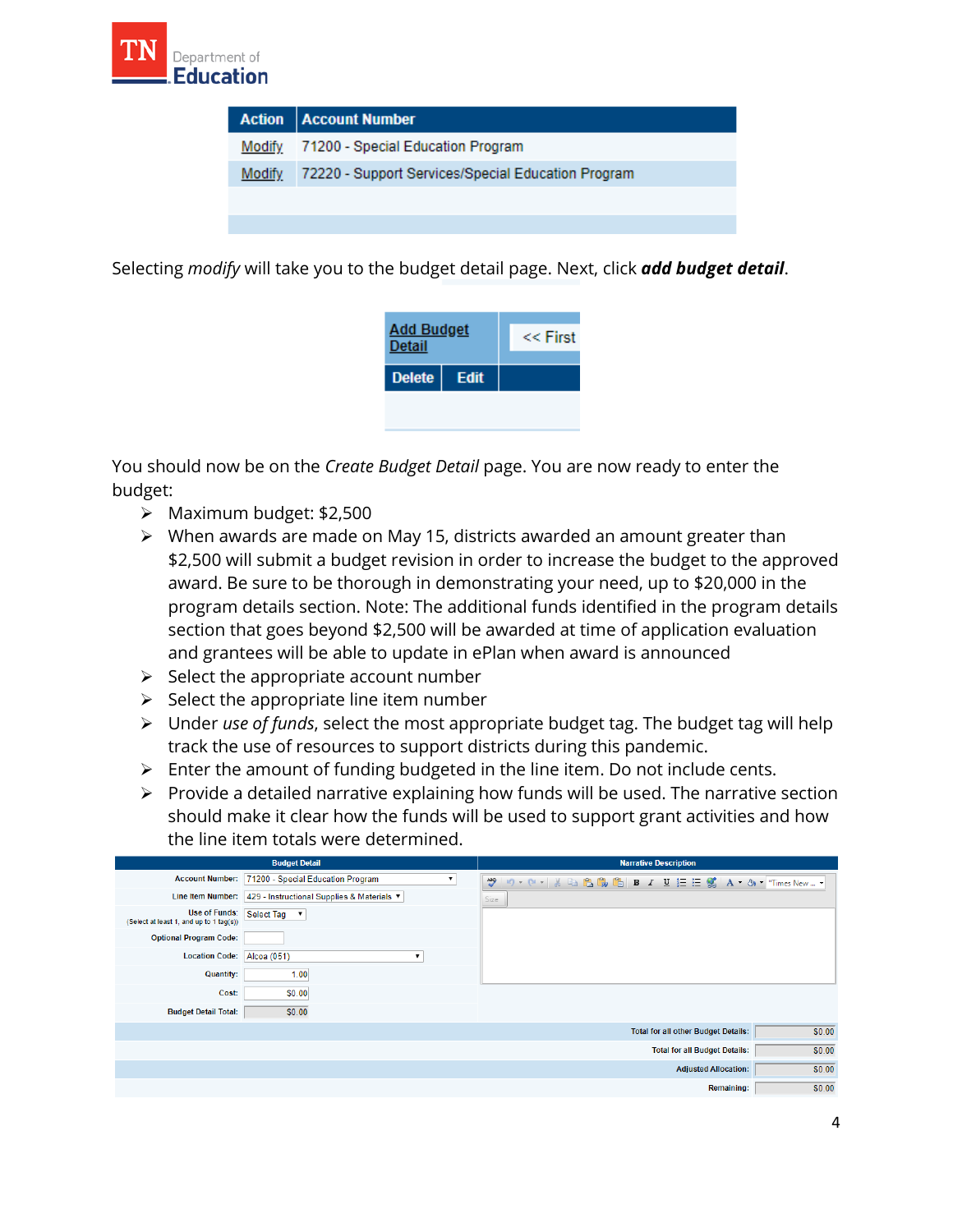| Action | Account Number |
| --- | --- |
| Modify | 71200 - Special Education Program |
| Modify | 72220 - Support Services/Special Education Program |

Selecting *modify* will take you to the budget detail page. Next, click ***add budget detail***.

| Add Budget Detail | << First |
| --- | --- |
| Delete | Edit |

You should now be on the *Create Budget Detail* page. You are now ready to enter the budget:

- Maximum budget: $2,500
- When awards are made on May 15, districts awarded an amount greater than $2,500 will submit a budget revision in order to increase the budget to the approved award. Be sure to be thorough in demonstrating your need, up to $20,000 in the program details section. Note: The additional funds identified in the program details section that goes beyond $2,500 will be awarded at time of application evaluation and grantees will be able to update in ePlan when award is announced
- Select the appropriate account number
- Select the appropriate line item number
- Under *use of funds*, select the most appropriate budget tag. The budget tag will help track the use of resources to support districts during this pandemic.
- Enter the amount of funding budgeted in the line item. Do not include cents.
- Provide a detailed narrative explaining how funds will be used. The narrative section should make it clear how the funds will be used to support grant activities and how the line item totals were determined.

| Budget Detail | | Narrative Description |
| --- | --- | --- |
| Account Number: | 71200 - Special Education Program | |
| Line Item Number: | 429 - Instructional Supplies & Materials | |
| Use of Funds: (Select at least 1, and up to 1 tag(s)) | Select Tag | |
| Optional Program Code: | | |
| Location Code: | Alcoa (051) | |
| Quantity: | 1.00 | |
| Cost: | $0.00 | |
| Budget Detail Total: | $0.00 | |

| | |
| --- | --- |
| Total for all other Budget Details: | $0.00 |
| Total for all Budget Details: | $0.00 |
| Adjusted Allocation: | $0.00 |
| Remaining: | $0.00 |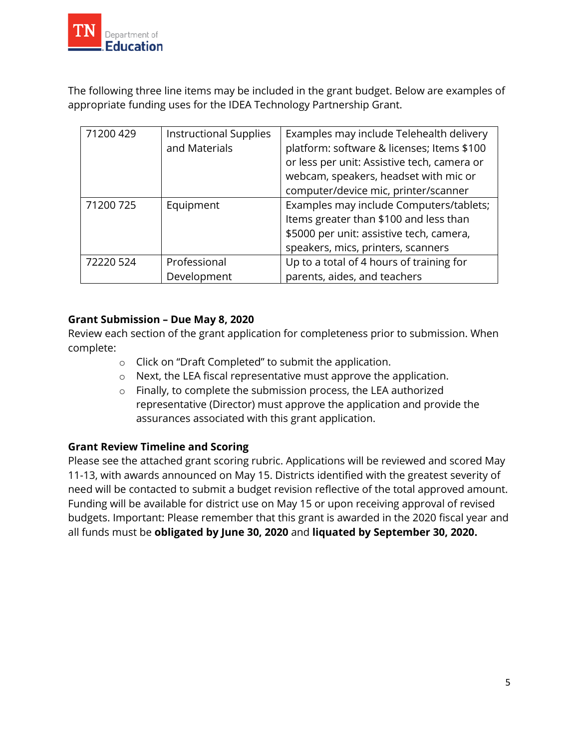The following three line items may be included in the grant budget. Below are examples of appropriate funding uses for the IDEA Technology Partnership Grant.

| | | |
|---|---|---|
| 71200 429 | Instructional Supplies and Materials | Examples may include Telehealth delivery platform: software & licenses; Items $100 or less per unit: Assistive tech, camera or webcam, speakers, headset with mic or computer/device mic, printer/scanner |
| 71200 725 | Equipment | Examples may include Computers/tablets; Items greater than $100 and less than $5000 per unit: assistive tech, camera, speakers, mics, printers, scanners |
| 72220 524 | Professional Development | Up to a total of 4 hours of training for parents, aides, and teachers |

**Grant Submission – Due May 8, 2020**

Review each section of the grant application for completeness prior to submission. When complete:

- Click on "Draft Completed" to submit the application.
- Next, the LEA fiscal representative must approve the application.
- Finally, to complete the submission process, the LEA authorized representative (Director) must approve the application and provide the assurances associated with this grant application.

**Grant Review Timeline and Scoring**

Please see the attached grant scoring rubric. Applications will be reviewed and scored May 11-13, with awards announced on May 15. Districts identified with the greatest severity of need will be contacted to submit a budget revision reflective of the total approved amount. Funding will be available for district use on May 15 or upon receiving approval of revised budgets. Important: Please remember that this grant is awarded in the 2020 fiscal year and all funds must be **obligated by June 30, 2020** and **liquated by September 30, 2020.**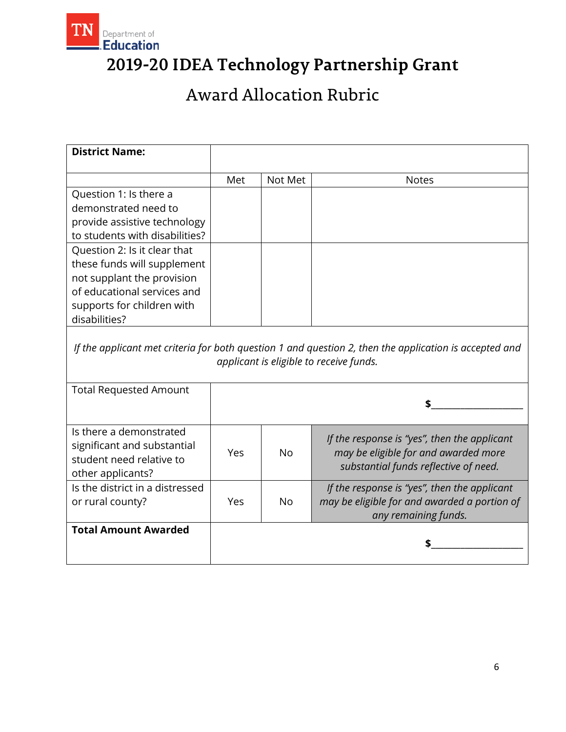# 2019-20 IDEA Technology Partnership Grant

## Award Allocation Rubric

| **District Name:** | | | |
|---|---|---|---|
| | Met | Not Met | Notes |
| Question 1: Is there a demonstrated need to provide assistive technology to students with disabilities? | | | |
| Question 2: Is it clear that these funds will supplement not supplant the provision of educational services and supports for children with disabilities? | | | |
| *If the applicant met criteria for both question 1 and question 2, then the application is accepted and applicant is eligible to receive funds.* | | | |
| Total Requested Amount | **$**__________________ | | |
| Is there a demonstrated significant and substantial student need relative to other applicants? | Yes | No | *If the response is "yes", then the applicant may be eligible for and awarded more substantial funds reflective of need.* |
| Is the district in a distressed or rural county? | Yes | No | *If the response is "yes", then the applicant may be eligible for and awarded a portion of any remaining funds.* |
| **Total Amount Awarded** | **$**__________________ | | |